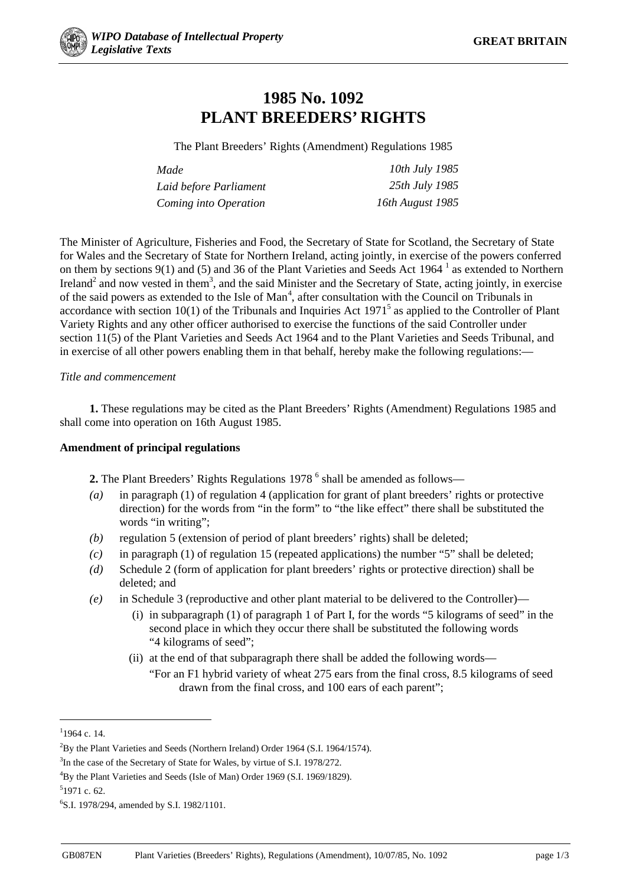# 1985 No. 1092
# PLANT BREEDERS' RIGHTS

The Plant Breeders' Rights (Amendment) Regulations 1985

| | |
|---|---|
| *Made* | *10th July 1985* |
| *Laid before Parliament* | *25th July 1985* |
| *Coming into Operation* | *16th August 1985* |

The Minister of Agriculture, Fisheries and Food, the Secretary of State for Scotland, the Secretary of State for Wales and the Secretary of State for Northern Ireland, acting jointly, in exercise of the powers conferred on them by sections 9(1) and (5) and 36 of the Plant Varieties and Seeds Act 1964 [1] as extended to Northern Ireland[2] and now vested in them[3], and the said Minister and the Secretary of State, acting jointly, in exercise of the said powers as extended to the Isle of Man[4], after consultation with the Council on Tribunals in accordance with section 10(1) of the Tribunals and Inquiries Act 1971[5] as applied to the Controller of Plant Variety Rights and any other officer authorised to exercise the functions of the said Controller under section 11(5) of the Plant Varieties and Seeds Act 1964 and to the Plant Varieties and Seeds Tribunal, and in exercise of all other powers enabling them in that behalf, hereby make the following regulations:—

*Title and commencement*

**1.** These regulations may be cited as the Plant Breeders' Rights (Amendment) Regulations 1985 and shall come into operation on 16th August 1985.

**Amendment of principal regulations**

**2.** The Plant Breeders' Rights Regulations 1978 [6] shall be amended as follows—

*(a)* in paragraph (1) of regulation 4 (application for grant of plant breeders' rights or protective direction) for the words from "in the form" to "the like effect" there shall be substituted the words "in writing";

*(b)* regulation 5 (extension of period of plant breeders' rights) shall be deleted;

*(c)* in paragraph (1) of regulation 15 (repeated applications) the number "5" shall be deleted;

*(d)* Schedule 2 (form of application for plant breeders' rights or protective direction) shall be deleted; and

*(e)* in Schedule 3 (reproductive and other plant material to be delivered to the Controller)—

   (i) in subparagraph (1) of paragraph 1 of Part I, for the words "5 kilograms of seed" in the second place in which they occur there shall be substituted the following words "4 kilograms of seed";

   (ii) at the end of that subparagraph there shall be added the following words—

   "For an F1 hybrid variety of wheat 275 ears from the final cross, 8.5 kilograms of seed drawn from the final cross, and 100 ears of each parent";

---

[1] 1964 c. 14.

[2] By the Plant Varieties and Seeds (Northern Ireland) Order 1964 (S.I. 1964/1574).

[3] In the case of the Secretary of State for Wales, by virtue of S.I. 1978/272.

[4] By the Plant Varieties and Seeds (Isle of Man) Order 1969 (S.I. 1969/1829).

[5] 1971 c. 62.

[6] S.I. 1978/294, amended by S.I. 1982/1101.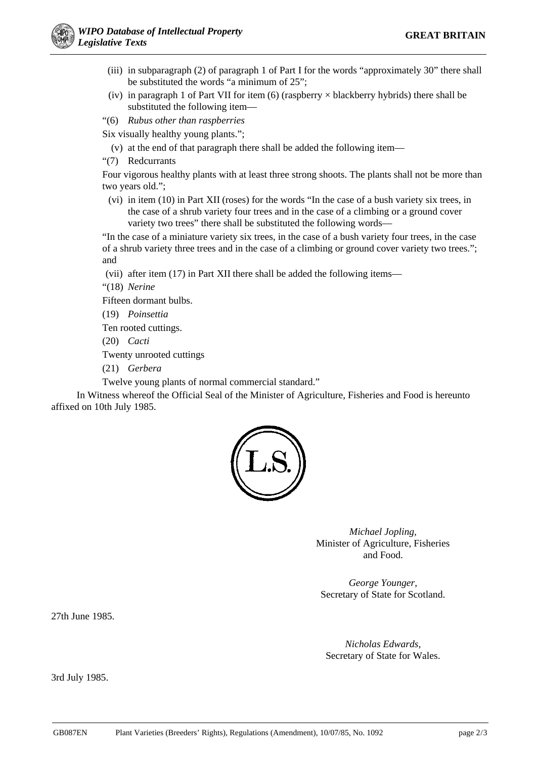(iii) in subparagraph (2) of paragraph 1 of Part I for the words "approximately 30" there shall be substituted the words "a minimum of 25";

(iv) in paragraph 1 of Part VII for item (6) (raspberry × blackberry hybrids) there shall be substituted the following item—

"(6) *Rubus other than raspberries*

Six visually healthy young plants.";

(v) at the end of that paragraph there shall be added the following item—

"(7) Redcurrants

Four vigorous healthy plants with at least three strong shoots. The plants shall not be more than two years old.";

(vi) in item (10) in Part XII (roses) for the words "In the case of a bush variety six trees, in the case of a shrub variety four trees and in the case of a climbing or a ground cover variety two trees" there shall be substituted the following words—

"In the case of a miniature variety six trees, in the case of a bush variety four trees, in the case of a shrub variety three trees and in the case of a climbing or ground cover variety two trees."; and

(vii) after item (17) in Part XII there shall be added the following items—

"(18) *Nerine*

Fifteen dormant bulbs.

(19) *Poinsettia*

Ten rooted cuttings.

(20) *Cacti*

Twenty unrooted cuttings

(21) *Gerbera*

Twelve young plants of normal commercial standard."

In Witness whereof the Official Seal of the Minister of Agriculture, Fisheries and Food is hereunto affixed on 10th July 1985.

(L.S.)

*Michael Jopling,*
Minister of Agriculture, Fisheries and Food.

*George Younger,*
Secretary of State for Scotland.

27th June 1985.

*Nicholas Edwards,*
Secretary of State for Wales.

3rd July 1985.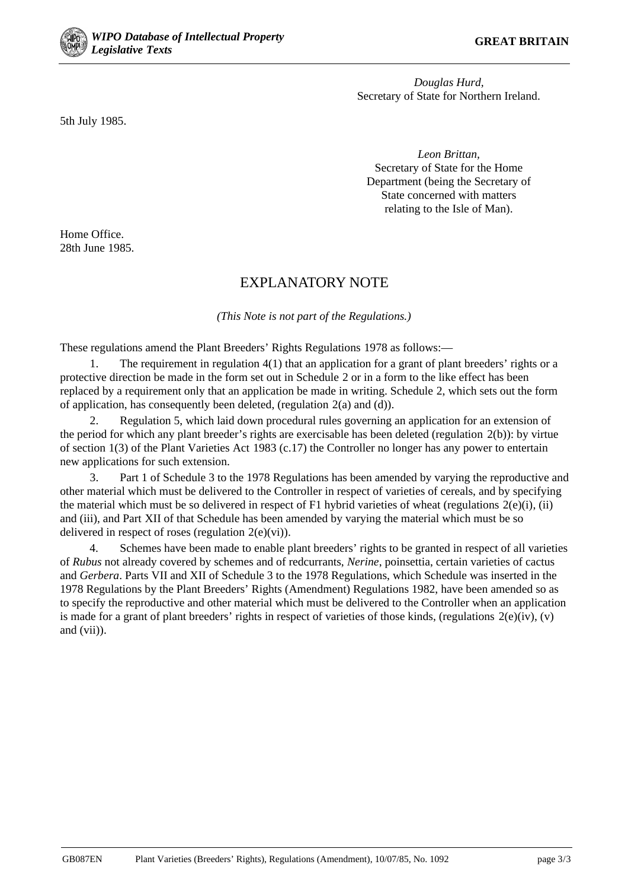*Douglas Hurd*,
Secretary of State for Northern Ireland.

5th July 1985.

*Leon Brittan*,
Secretary of State for the Home Department (being the Secretary of State concerned with matters relating to the Isle of Man).

Home Office.
28th June 1985.

## EXPLANATORY NOTE

*(This Note is not part of the Regulations.)*

These regulations amend the Plant Breeders' Rights Regulations 1978 as follows:—

1. The requirement in regulation 4(1) that an application for a grant of plant breeders' rights or a protective direction be made in the form set out in Schedule 2 or in a form to the like effect has been replaced by a requirement only that an application be made in writing. Schedule 2, which sets out the form of application, has consequently been deleted, (regulation 2(a) and (d)).

2. Regulation 5, which laid down procedural rules governing an application for an extension of the period for which any plant breeder's rights are exercisable has been deleted (regulation 2(b)): by virtue of section 1(3) of the Plant Varieties Act 1983 (c.17) the Controller no longer has any power to entertain new applications for such extension.

3. Part 1 of Schedule 3 to the 1978 Regulations has been amended by varying the reproductive and other material which must be delivered to the Controller in respect of varieties of cereals, and by specifying the material which must be so delivered in respect of F1 hybrid varieties of wheat (regulations 2(e)(i), (ii) and (iii), and Part XII of that Schedule has been amended by varying the material which must be so delivered in respect of roses (regulation 2(e)(vi)).

4. Schemes have been made to enable plant breeders' rights to be granted in respect of all varieties of *Rubus* not already covered by schemes and of redcurrants, *Nerine*, poinsettia, certain varieties of cactus and *Gerbera*. Parts VII and XII of Schedule 3 to the 1978 Regulations, which Schedule was inserted in the 1978 Regulations by the Plant Breeders' Rights (Amendment) Regulations 1982, have been amended so as to specify the reproductive and other material which must be delivered to the Controller when an application is made for a grant of plant breeders' rights in respect of varieties of those kinds, (regulations 2(e)(iv), (v) and (vii)).